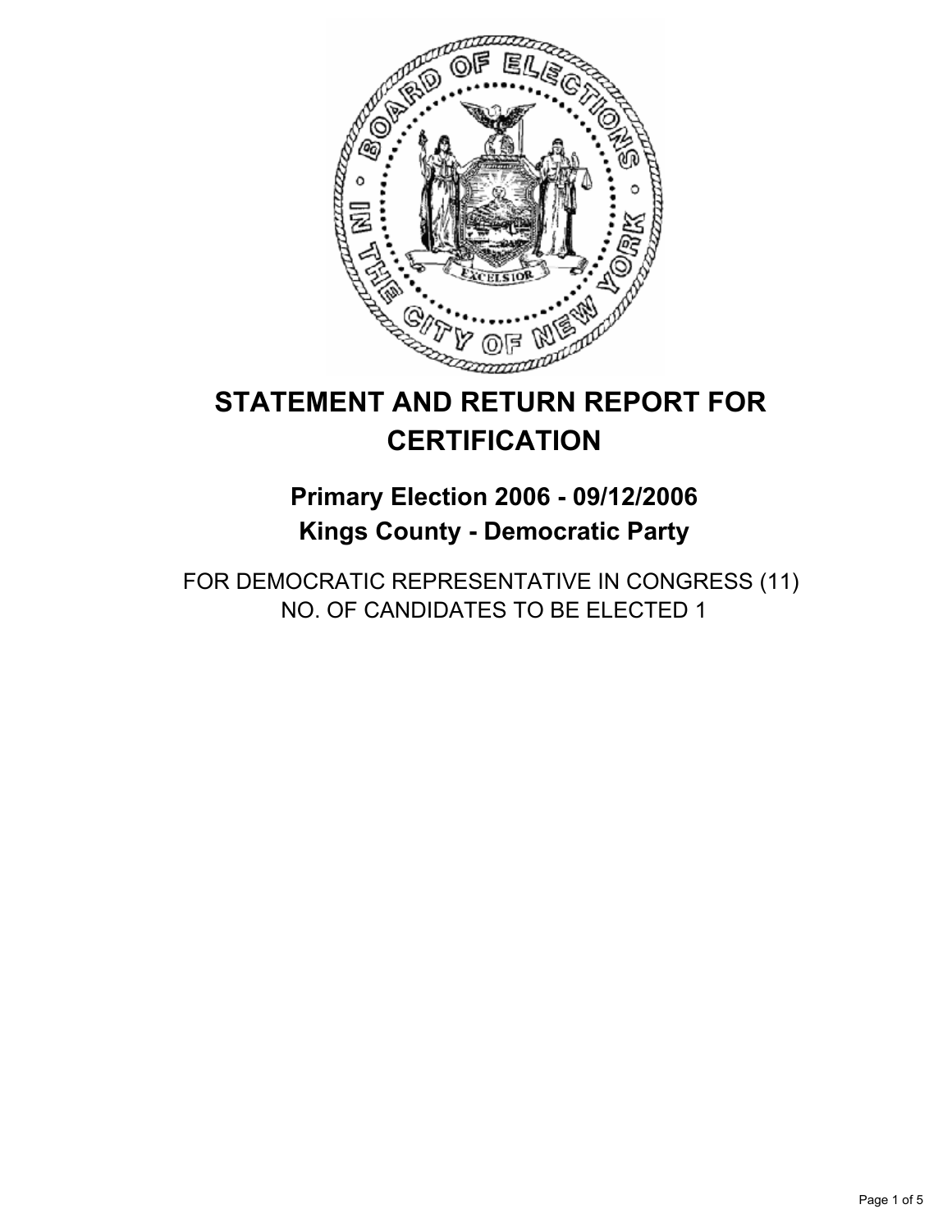# STATEMENT AND RETURN REPORT FOR CERTIFICATION

## Primary Election 2006 - 09/12/2006
## Kings County - Democratic Party

FOR DEMOCRATIC REPRESENTATIVE IN CONGRESS (11)
NO. OF CANDIDATES TO BE ELECTED 1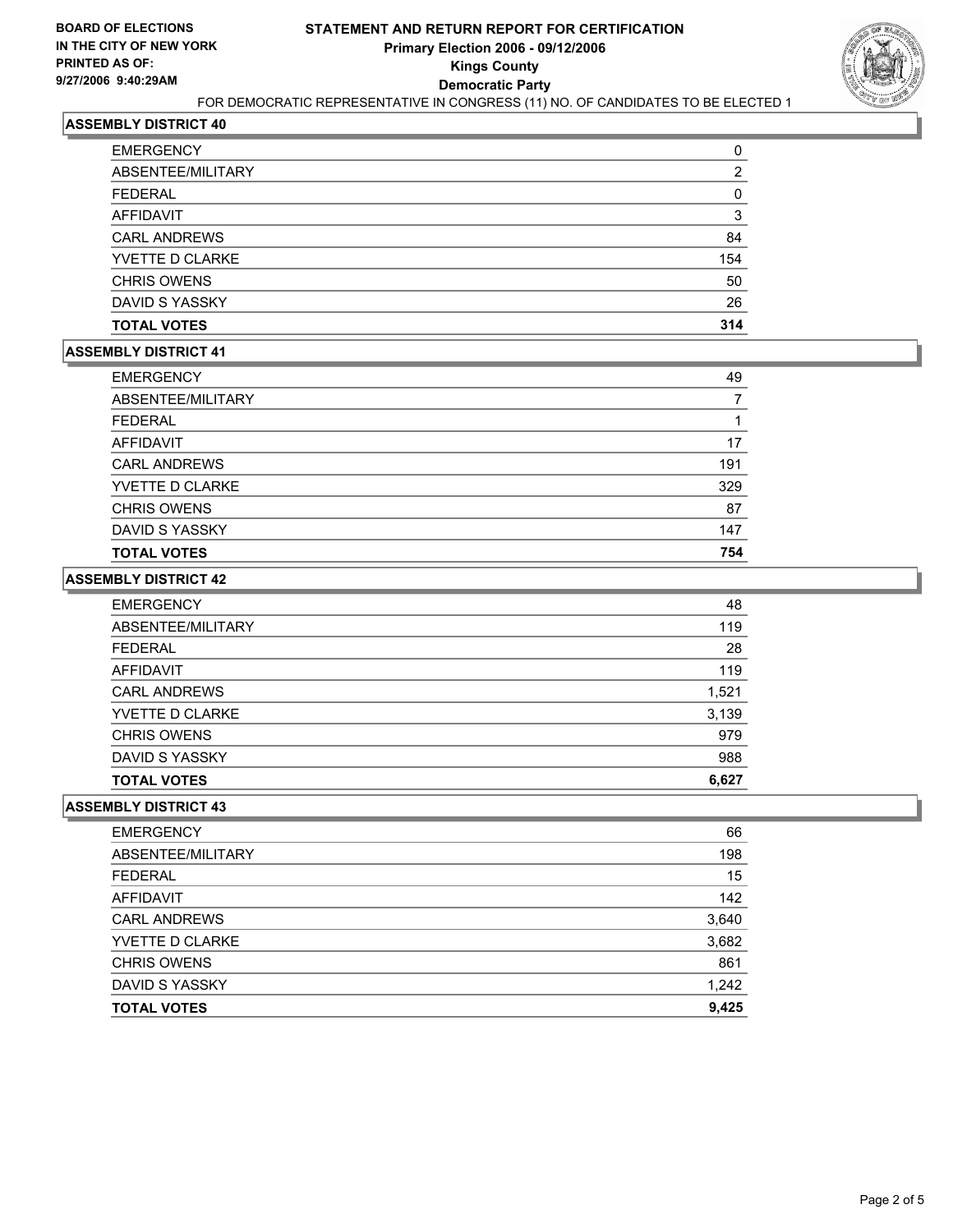**BOARD OF ELECTIONS**
**IN THE CITY OF NEW YORK**
**PRINTED AS OF:**
**9/27/2006 9:40:29AM**

# STATEMENT AND RETURN REPORT FOR CERTIFICATION
## Primary Election 2006 - 09/12/2006
## Kings County
## Democratic Party

FOR DEMOCRATIC REPRESENTATIVE IN CONGRESS (11) NO. OF CANDIDATES TO BE ELECTED 1

### ASSEMBLY DISTRICT 40

| | |
|---|---|
| EMERGENCY | 0 |
| ABSENTEE/MILITARY | 2 |
| FEDERAL | 0 |
| AFFIDAVIT | 3 |
| CARL ANDREWS | 84 |
| YVETTE D CLARKE | 154 |
| CHRIS OWENS | 50 |
| DAVID S YASSKY | 26 |
| **TOTAL VOTES** | **314** |

### ASSEMBLY DISTRICT 41

| | |
|---|---|
| EMERGENCY | 49 |
| ABSENTEE/MILITARY | 7 |
| FEDERAL | 1 |
| AFFIDAVIT | 17 |
| CARL ANDREWS | 191 |
| YVETTE D CLARKE | 329 |
| CHRIS OWENS | 87 |
| DAVID S YASSKY | 147 |
| **TOTAL VOTES** | **754** |

### ASSEMBLY DISTRICT 42

| | |
|---|---|
| EMERGENCY | 48 |
| ABSENTEE/MILITARY | 119 |
| FEDERAL | 28 |
| AFFIDAVIT | 119 |
| CARL ANDREWS | 1,521 |
| YVETTE D CLARKE | 3,139 |
| CHRIS OWENS | 979 |
| DAVID S YASSKY | 988 |
| **TOTAL VOTES** | **6,627** |

### ASSEMBLY DISTRICT 43

| | |
|---|---|
| EMERGENCY | 66 |
| ABSENTEE/MILITARY | 198 |
| FEDERAL | 15 |
| AFFIDAVIT | 142 |
| CARL ANDREWS | 3,640 |
| YVETTE D CLARKE | 3,682 |
| CHRIS OWENS | 861 |
| DAVID S YASSKY | 1,242 |
| **TOTAL VOTES** | **9,425** |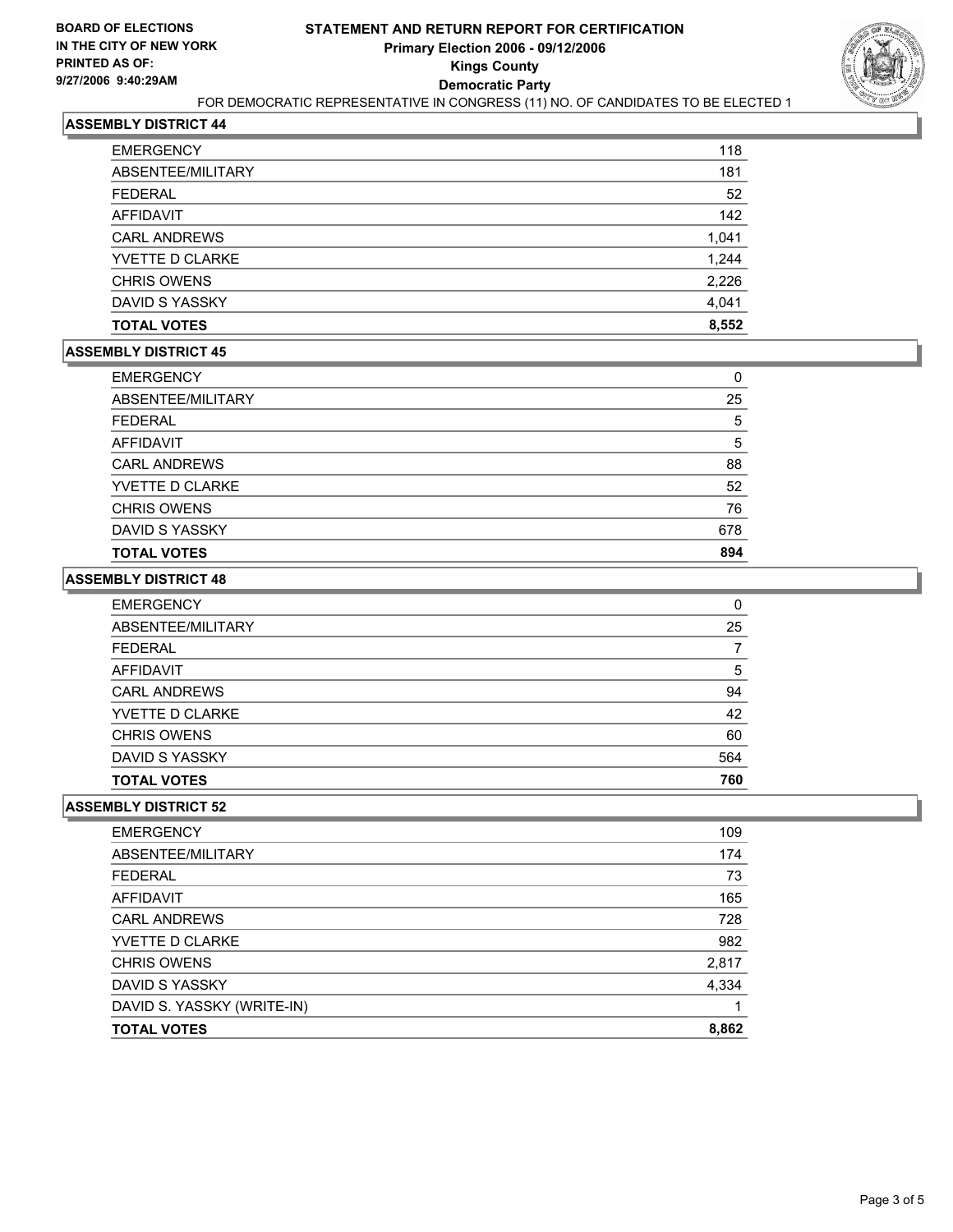**BOARD OF ELECTIONS IN THE CITY OF NEW YORK PRINTED AS OF: 9/27/2006 9:40:29AM**

# STATEMENT AND RETURN REPORT FOR CERTIFICATION
## Primary Election 2006 - 09/12/2006
## Kings County
## Democratic Party

FOR DEMOCRATIC REPRESENTATIVE IN CONGRESS (11) NO. OF CANDIDATES TO BE ELECTED 1

### ASSEMBLY DISTRICT 44

| | |
|---|---|
| EMERGENCY | 118 |
| ABSENTEE/MILITARY | 181 |
| FEDERAL | 52 |
| AFFIDAVIT | 142 |
| CARL ANDREWS | 1,041 |
| YVETTE D CLARKE | 1,244 |
| CHRIS OWENS | 2,226 |
| DAVID S YASSKY | 4,041 |
| **TOTAL VOTES** | **8,552** |

### ASSEMBLY DISTRICT 45

| | |
|---|---|
| EMERGENCY | 0 |
| ABSENTEE/MILITARY | 25 |
| FEDERAL | 5 |
| AFFIDAVIT | 5 |
| CARL ANDREWS | 88 |
| YVETTE D CLARKE | 52 |
| CHRIS OWENS | 76 |
| DAVID S YASSKY | 678 |
| **TOTAL VOTES** | **894** |

### ASSEMBLY DISTRICT 48

| | |
|---|---|
| EMERGENCY | 0 |
| ABSENTEE/MILITARY | 25 |
| FEDERAL | 7 |
| AFFIDAVIT | 5 |
| CARL ANDREWS | 94 |
| YVETTE D CLARKE | 42 |
| CHRIS OWENS | 60 |
| DAVID S YASSKY | 564 |
| **TOTAL VOTES** | **760** |

### ASSEMBLY DISTRICT 52

| | |
|---|---|
| EMERGENCY | 109 |
| ABSENTEE/MILITARY | 174 |
| FEDERAL | 73 |
| AFFIDAVIT | 165 |
| CARL ANDREWS | 728 |
| YVETTE D CLARKE | 982 |
| CHRIS OWENS | 2,817 |
| DAVID S YASSKY | 4,334 |
| DAVID S. YASSKY (WRITE-IN) | 1 |
| **TOTAL VOTES** | **8,862** |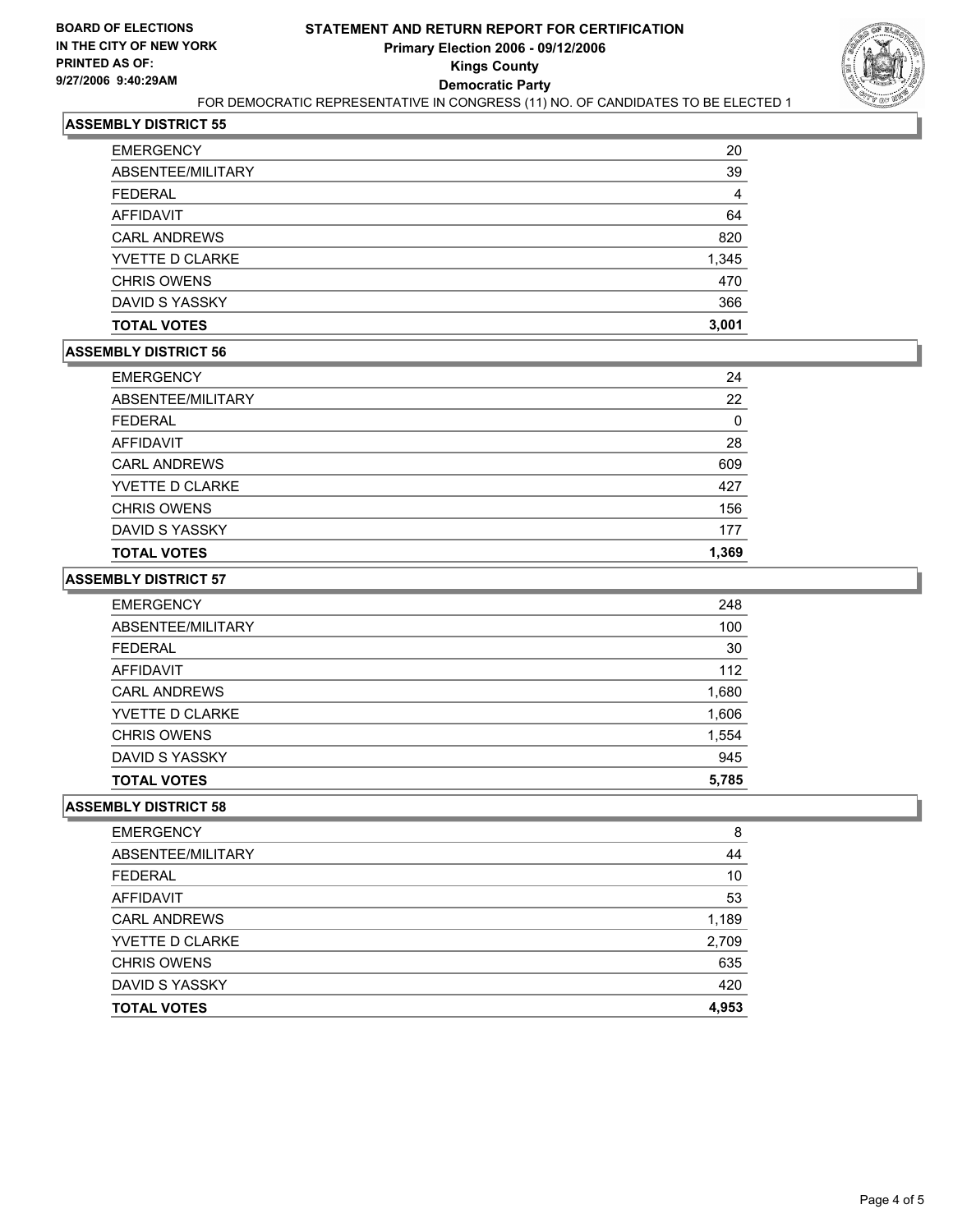**BOARD OF ELECTIONS IN THE CITY OF NEW YORK PRINTED AS OF: 9/27/2006 9:40:29AM**

# STATEMENT AND RETURN REPORT FOR CERTIFICATION
## Primary Election 2006 - 09/12/2006
## Kings County
## Democratic Party

FOR DEMOCRATIC REPRESENTATIVE IN CONGRESS (11) NO. OF CANDIDATES TO BE ELECTED 1

### ASSEMBLY DISTRICT 55

| | |
|---|---|
| EMERGENCY | 20 |
| ABSENTEE/MILITARY | 39 |
| FEDERAL | 4 |
| AFFIDAVIT | 64 |
| CARL ANDREWS | 820 |
| YVETTE D CLARKE | 1,345 |
| CHRIS OWENS | 470 |
| DAVID S YASSKY | 366 |
| **TOTAL VOTES** | **3,001** |

### ASSEMBLY DISTRICT 56

| | |
|---|---|
| EMERGENCY | 24 |
| ABSENTEE/MILITARY | 22 |
| FEDERAL | 0 |
| AFFIDAVIT | 28 |
| CARL ANDREWS | 609 |
| YVETTE D CLARKE | 427 |
| CHRIS OWENS | 156 |
| DAVID S YASSKY | 177 |
| **TOTAL VOTES** | **1,369** |

### ASSEMBLY DISTRICT 57

| | |
|---|---|
| EMERGENCY | 248 |
| ABSENTEE/MILITARY | 100 |
| FEDERAL | 30 |
| AFFIDAVIT | 112 |
| CARL ANDREWS | 1,680 |
| YVETTE D CLARKE | 1,606 |
| CHRIS OWENS | 1,554 |
| DAVID S YASSKY | 945 |
| **TOTAL VOTES** | **5,785** |

### ASSEMBLY DISTRICT 58

| | |
|---|---|
| EMERGENCY | 8 |
| ABSENTEE/MILITARY | 44 |
| FEDERAL | 10 |
| AFFIDAVIT | 53 |
| CARL ANDREWS | 1,189 |
| YVETTE D CLARKE | 2,709 |
| CHRIS OWENS | 635 |
| DAVID S YASSKY | 420 |
| **TOTAL VOTES** | **4,953** |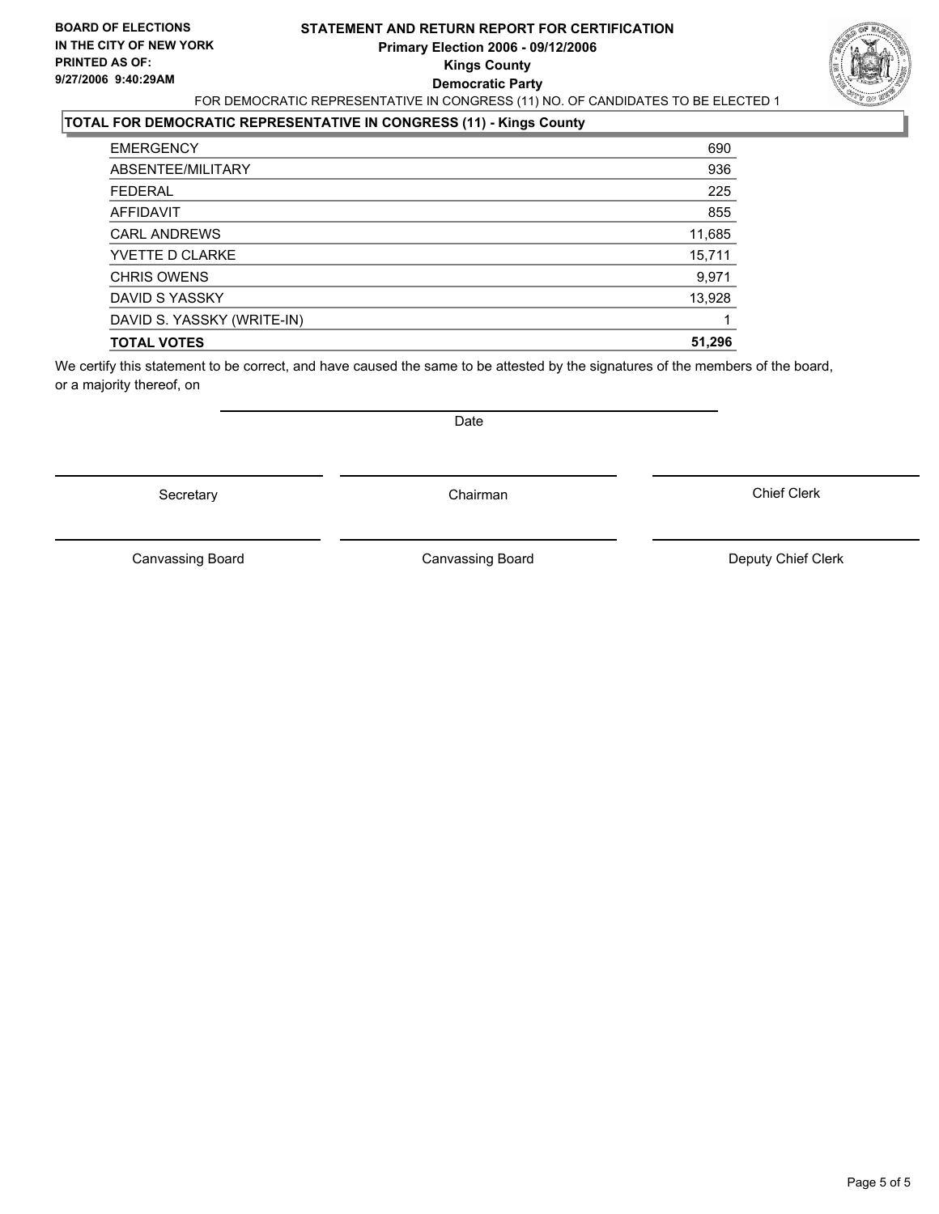**BOARD OF ELECTIONS IN THE CITY OF NEW YORK PRINTED AS OF: 9/27/2006 9:40:29AM**

# STATEMENT AND RETURN REPORT FOR CERTIFICATION
## Primary Election 2006 - 09/12/2006
## Kings County
## Democratic Party

FOR DEMOCRATIC REPRESENTATIVE IN CONGRESS (11) NO. OF CANDIDATES TO BE ELECTED 1

### TOTAL FOR DEMOCRATIC REPRESENTATIVE IN CONGRESS (11) - Kings County

| | |
|---|---|
| EMERGENCY | 690 |
| ABSENTEE/MILITARY | 936 |
| FEDERAL | 225 |
| AFFIDAVIT | 855 |
| CARL ANDREWS | 11,685 |
| YVETTE D CLARKE | 15,711 |
| CHRIS OWENS | 9,971 |
| DAVID S YASSKY | 13,928 |
| DAVID S. YASSKY (WRITE-IN) | 1 |
| **TOTAL VOTES** | **51,296** |

We certify this statement to be correct, and have caused the same to be attested by the signatures of the members of the board, or a majority thereof, on

Date

Secretary | Chairman | Chief Clerk

Canvassing Board | Canvassing Board | Deputy Chief Clerk